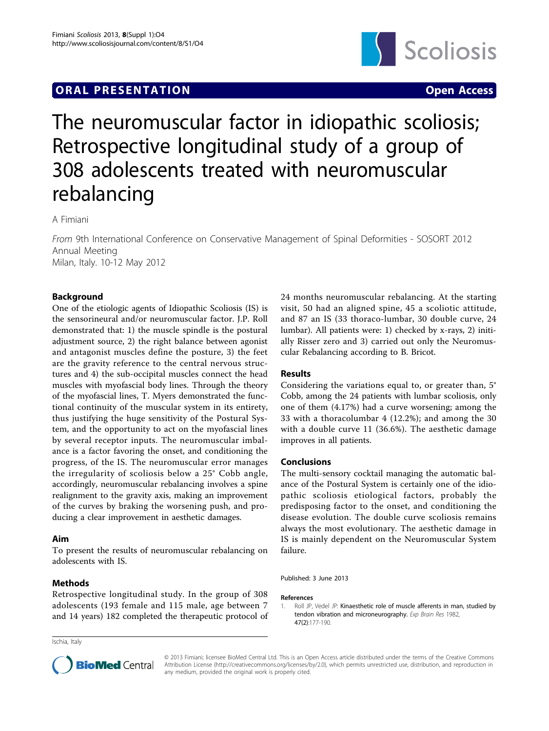**ORAL PRESENTATION** **Open Access**

# The neuromuscular factor in idiopathic scoliosis; Retrospective longitudinal study of a group of 308 adolescents treated with neuromuscular rebalancing

A Fimiani

*From* 9th International Conference on Conservative Management of Spinal Deformities - SOSORT 2012 Annual Meeting
Milan, Italy. 10-12 May 2012

## Background

One of the etiologic agents of Idiopathic Scoliosis (IS) is the sensorineural and/or neuromuscular factor. J.P. Roll demonstrated that: 1) the muscle spindle is the postural adjustment source, 2) the right balance between agonist and antagonist muscles define the posture, 3) the feet are the gravity reference to the central nervous structures and 4) the sub-occipital muscles connect the head muscles with myofascial body lines. Through the theory of the myofascial lines, T. Myers demonstrated the functional continuity of the muscular system in its entirety, thus justifying the huge sensitivity of the Postural System, and the opportunity to act on the myofascial lines by several receptor inputs. The neuromuscular imbalance is a factor favoring the onset, and conditioning the progress, of the IS. The neuromuscular error manages the irregularity of scoliosis below a 25° Cobb angle, accordingly, neuromuscular rebalancing involves a spine realignment to the gravity axis, making an improvement of the curves by braking the worsening push, and producing a clear improvement in aesthetic damages.

## Aim

To present the results of neuromuscular rebalancing on adolescents with IS.

## Methods

Retrospective longitudinal study. In the group of 308 adolescents (193 female and 115 male, age between 7 and 14 years) 182 completed the therapeutic protocol of 24 months neuromuscular rebalancing. At the starting visit, 50 had an aligned spine, 45 a scoliotic attitude, and 87 an IS (33 thoraco-lumbar, 30 double curve, 24 lumbar). All patients were: 1) checked by x-rays, 2) initially Risser zero and 3) carried out only the Neuromuscular Rebalancing according to B. Bricot.

## Results

Considering the variations equal to, or greater than, 5° Cobb, among the 24 patients with lumbar scoliosis, only one of them (4.17%) had a curve worsening; among the 33 with a thoracolumbar 4 (12.2%); and among the 30 with a double curve 11 (36.6%). The aesthetic damage improves in all patients.

## Conclusions

The multi-sensory cocktail managing the automatic balance of the Postural System is certainly one of the idiopathic scoliosis etiological factors, probably the predisposing factor to the onset, and conditioning the disease evolution. The double curve scoliosis remains always the most evolutionary. The aesthetic damage in IS is mainly dependent on the Neuromuscular System failure.

Published: 3 June 2013

### References

1. Roll JP, Vedel JP: **Kinaesthetic role of muscle afferents in man, studied by tendon vibration and microneurography.** *Exp Brain Res* 1982, **47(2)**:177-190.

Ischia, Italy

© 2013 Fimiani; licensee BioMed Central Ltd. This is an Open Access article distributed under the terms of the Creative Commons Attribution License (http://creativecommons.org/licenses/by/2.0), which permits unrestricted use, distribution, and reproduction in any medium, provided the original work is properly cited.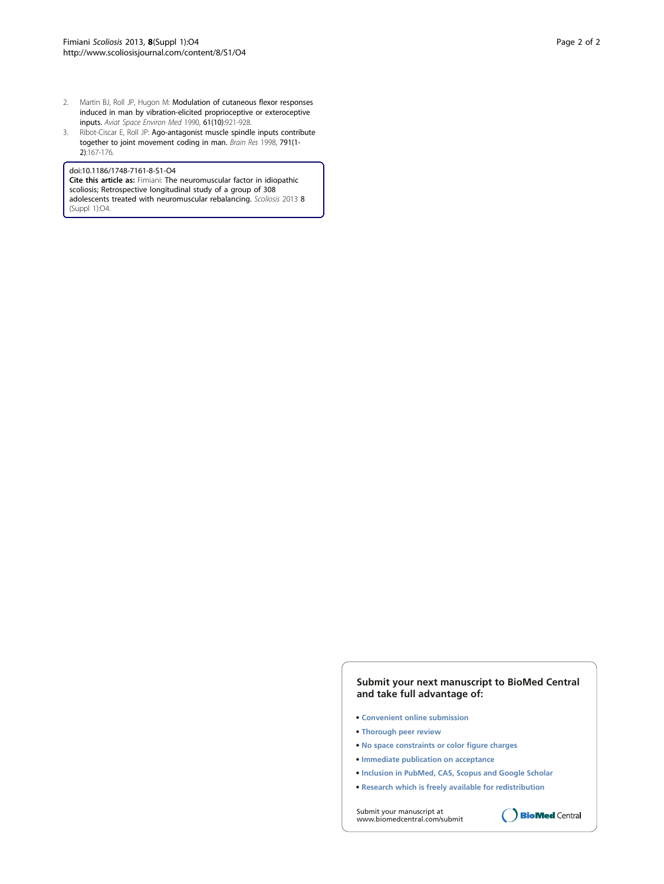2. Martin BJ, Roll JP, Hugon M: **Modulation of cutaneous flexor responses induced in man by vibration-elicited proprioceptive or exteroceptive inputs.** *Aviat Space Environ Med* 1990, **61(10)**:921-928.
3. Ribot-Ciscar E, Roll JP: **Ago-antagonist muscle spindle inputs contribute together to joint movement coding in man.** *Brain Res* 1998, **791(1-2)**:167-176.

doi:10.1186/1748-7161-8-S1-O4
**Cite this article as:** Fimiani: The neuromuscular factor in idiopathic scoliosis; Retrospective longitudinal study of a group of 308 adolescents treated with neuromuscular rebalancing. *Scoliosis* 2013 **8** (Suppl 1):O4.

**Submit your next manuscript to BioMed Central and take full advantage of:**

- **Convenient online submission**
- **Thorough peer review**
- **No space constraints or color figure charges**
- **Immediate publication on acceptance**
- **Inclusion in PubMed, CAS, Scopus and Google Scholar**
- **Research which is freely available for redistribution**

Submit your manuscript at
www.biomedcentral.com/submit

BioMed Central